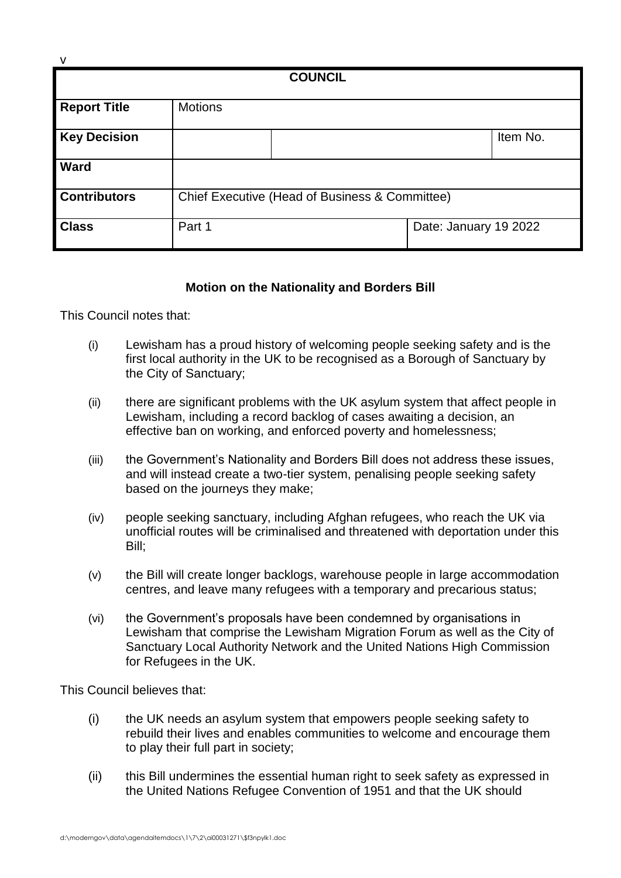v

| COUNCIL | | | |
|---|---|---|---|
| **Report Title** | Motions | | |
| **Key Decision** | | | Item No. |
| **Ward** | | | |
| **Contributors** | Chief Executive (Head of Business & Committee) | | |
| **Class** | Part 1 | Date: January 19 2022 | |

**Motion on the Nationality and Borders Bill**

This Council notes that:

(i) Lewisham has a proud history of welcoming people seeking safety and is the first local authority in the UK to be recognised as a Borough of Sanctuary by the City of Sanctuary;

(ii) there are significant problems with the UK asylum system that affect people in Lewisham, including a record backlog of cases awaiting a decision, an effective ban on working, and enforced poverty and homelessness;

(iii) the Government's Nationality and Borders Bill does not address these issues, and will instead create a two-tier system, penalising people seeking safety based on the journeys they make;

(iv) people seeking sanctuary, including Afghan refugees, who reach the UK via unofficial routes will be criminalised and threatened with deportation under this Bill;

(v) the Bill will create longer backlogs, warehouse people in large accommodation centres, and leave many refugees with a temporary and precarious status;

(vi) the Government's proposals have been condemned by organisations in Lewisham that comprise the Lewisham Migration Forum as well as the City of Sanctuary Local Authority Network and the United Nations High Commission for Refugees in the UK.

This Council believes that:

(i) the UK needs an asylum system that empowers people seeking safety to rebuild their lives and enables communities to welcome and encourage them to play their full part in society;

(ii) this Bill undermines the essential human right to seek safety as expressed in the United Nations Refugee Convention of 1951 and that the UK should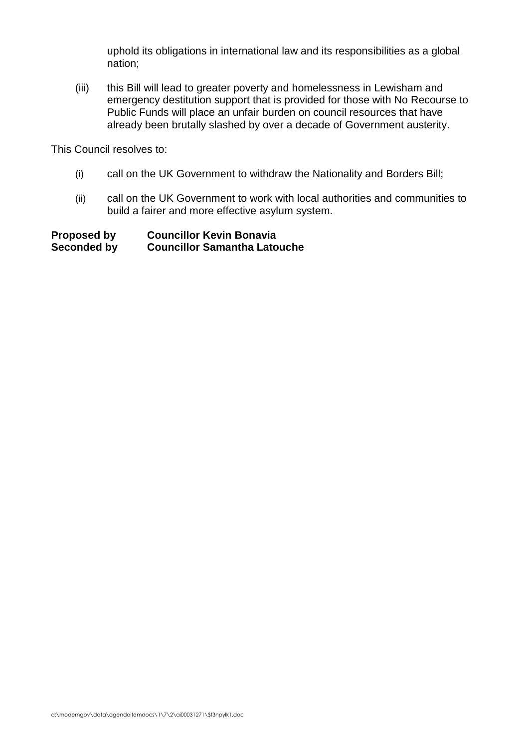uphold its obligations in international law and its responsibilities as a global nation;

(iii) this Bill will lead to greater poverty and homelessness in Lewisham and emergency destitution support that is provided for those with No Recourse to Public Funds will place an unfair burden on council resources that have already been brutally slashed by over a decade of Government austerity.

This Council resolves to:

(i) call on the UK Government to withdraw the Nationality and Borders Bill;

(ii) call on the UK Government to work with local authorities and communities to build a fairer and more effective asylum system.

**Proposed by** **Councillor Kevin Bonavia**
**Seconded by** **Councillor Samantha Latouche**

d:\moderngov\data\agendaitemdocs\1\7\2\ai00031271\$f3npylk1.doc